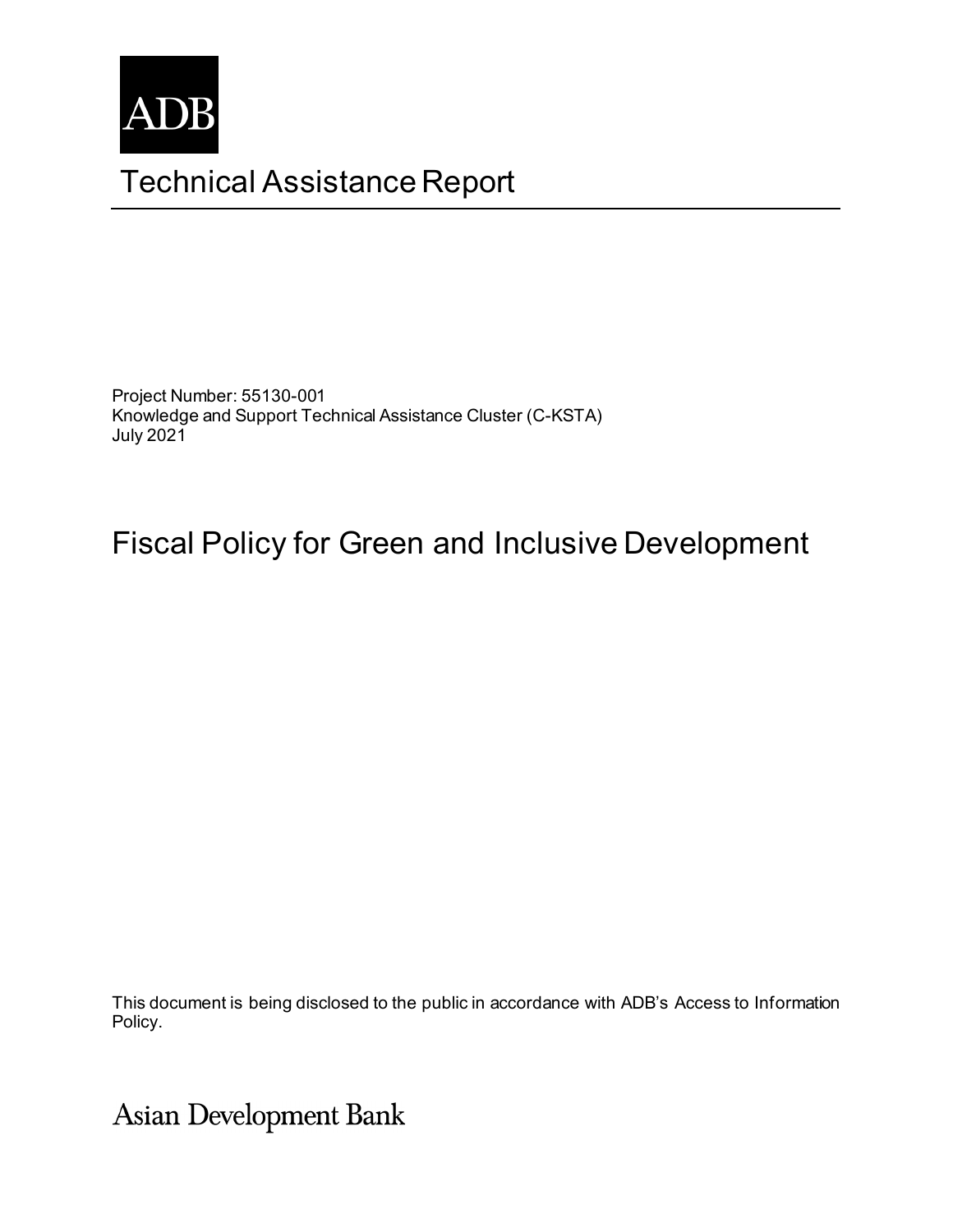ADB

# Technical Assistance Report

Project Number: 55130-001
Knowledge and Support Technical Assistance Cluster (C-KSTA)
July 2021

## Fiscal Policy for Green and Inclusive Development

This document is being disclosed to the public in accordance with ADB's Access to Information Policy.

Asian Development Bank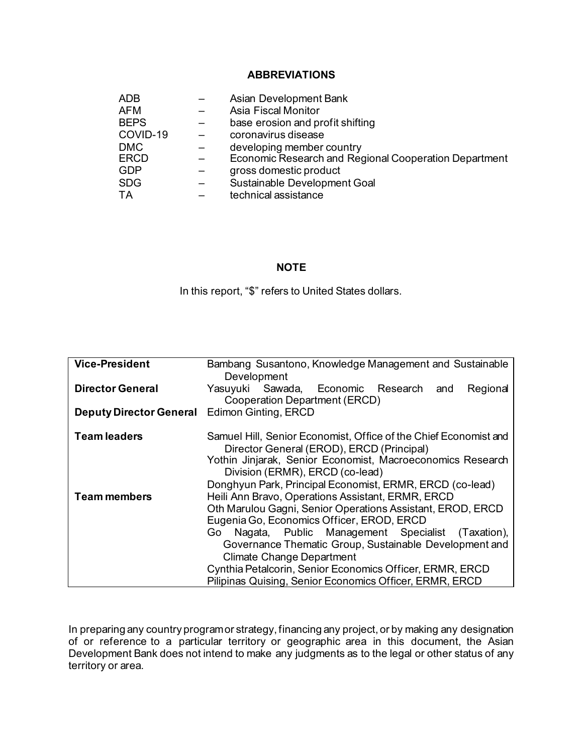## ABBREVIATIONS

| | | |
|---|---|---|
| ADB | – | Asian Development Bank |
| AFM | – | Asia Fiscal Monitor |
| BEPS | – | base erosion and profit shifting |
| COVID-19 | – | coronavirus disease |
| DMC | – | developing member country |
| ERCD | – | Economic Research and Regional Cooperation Department |
| GDP | – | gross domestic product |
| SDG | – | Sustainable Development Goal |
| TA | – | technical assistance |

## NOTE

In this report, "$" refers to United States dollars.

| | |
|---|---|
| **Vice-President** | Bambang Susantono, Knowledge Management and Sustainable Development |
| **Director General** | Yasuyuki Sawada, Economic Research and Regional Cooperation Department (ERCD) |
| **Deputy Director General** | Edimon Ginting, ERCD |
| **Team leaders** | Samuel Hill, Senior Economist, Office of the Chief Economist and Director General (EROD), ERCD (Principal)<br>Yothin Jinjarak, Senior Economist, Macroeconomics Research Division (ERMR), ERCD (co-lead)<br>Donghyun Park, Principal Economist, ERMR, ERCD (co-lead) |
| **Team members** | Heili Ann Bravo, Operations Assistant, ERMR, ERCD<br>Oth Marulou Gagni, Senior Operations Assistant, EROD, ERCD<br>Eugenia Go, Economics Officer, EROD, ERCD<br>Go Nagata, Public Management Specialist (Taxation), Governance Thematic Group, Sustainable Development and Climate Change Department<br>Cynthia Petalcorin, Senior Economics Officer, ERMR, ERCD<br>Pilipinas Quising, Senior Economics Officer, ERMR, ERCD |

In preparing any country program or strategy, financing any project, or by making any designation of or reference to a particular territory or geographic area in this document, the Asian Development Bank does not intend to make any judgments as to the legal or other status of any territory or area.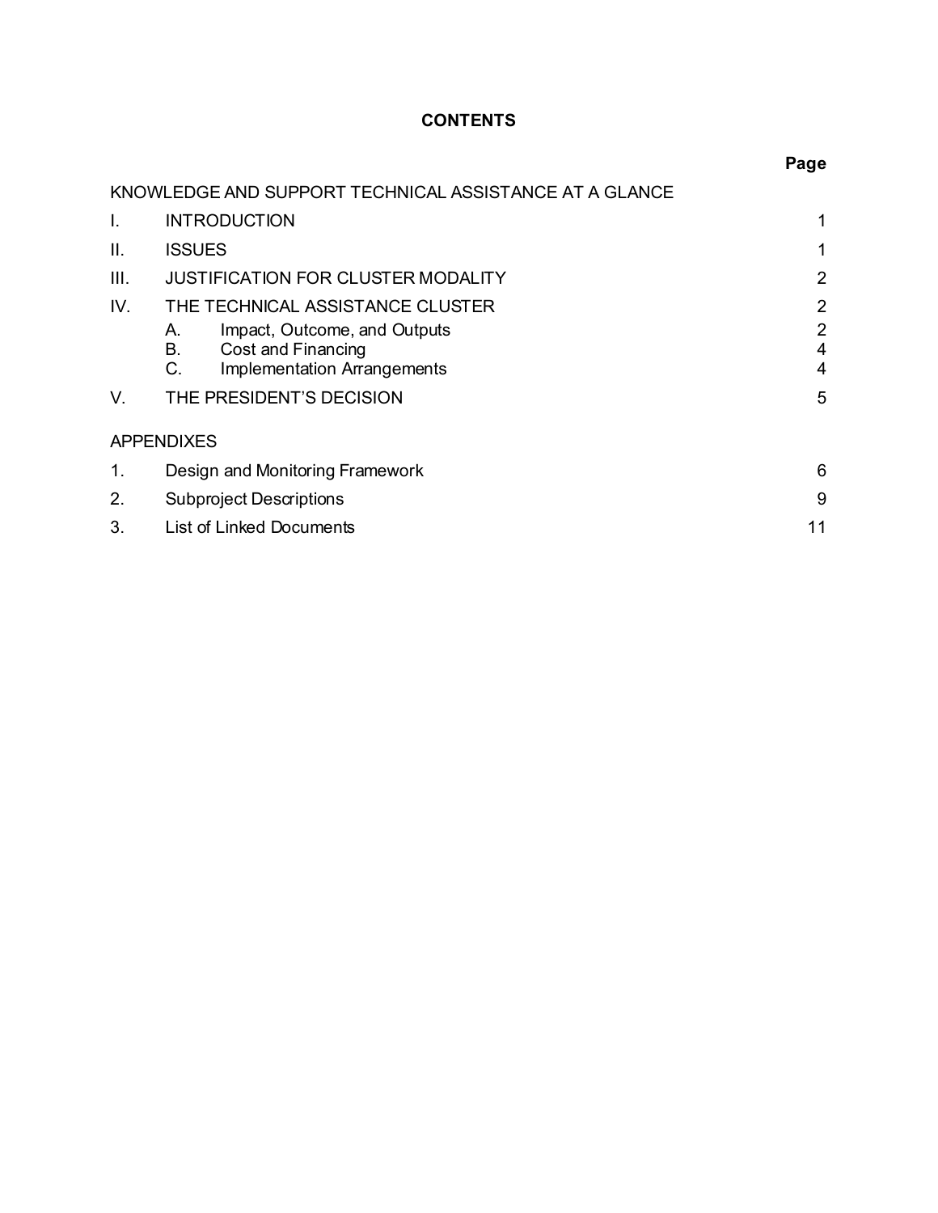# CONTENTS

| | | Page |
|---|---|---|
| KNOWLEDGE AND SUPPORT TECHNICAL ASSISTANCE AT A GLANCE | | |
| I. | INTRODUCTION | 1 |
| II. | ISSUES | 1 |
| III. | JUSTIFICATION FOR CLUSTER MODALITY | 2 |
| IV. | THE TECHNICAL ASSISTANCE CLUSTER | 2 |
| | A. Impact, Outcome, and Outputs | 2 |
| | B. Cost and Financing | 4 |
| | C. Implementation Arrangements | 4 |
| V. | THE PRESIDENT'S DECISION | 5 |
| APPENDIXES | | |
| 1. | Design and Monitoring Framework | 6 |
| 2. | Subproject Descriptions | 9 |
| 3. | List of Linked Documents | 11 |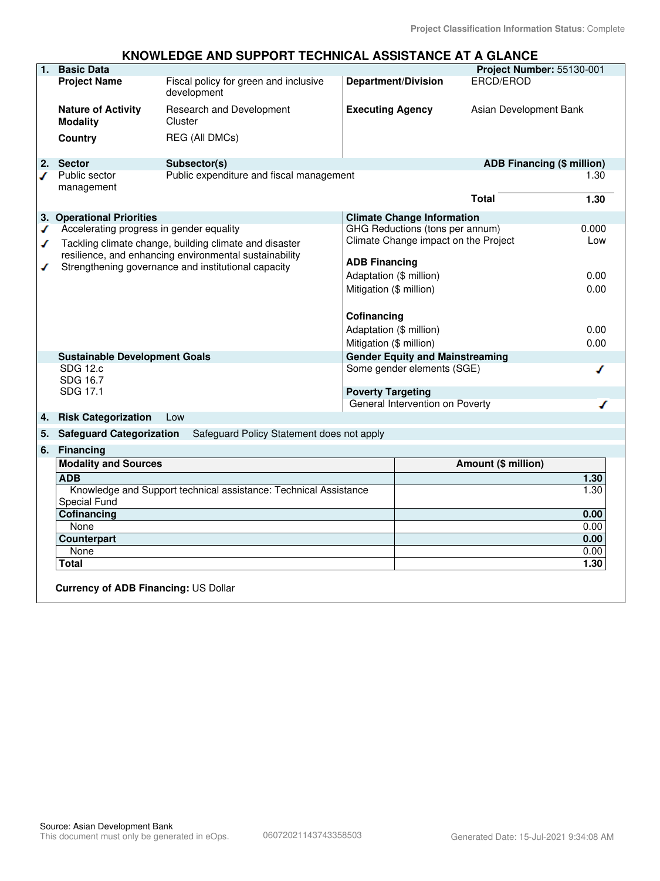Project Classification Information Status: Complete

# KNOWLEDGE AND SUPPORT TECHNICAL ASSISTANCE AT A GLANCE

| 1. Basic Data | | | Project Number: 55130-001 |
|---|---|---|---|
| Project Name | Fiscal policy for green and inclusive development | Department/Division | ERCD/EROD |
| Nature of Activity | Research and Development | Executing Agency | Asian Development Bank |
| Modality | Cluster | | |
| Country | REG (All DMCs) | | |

| 2. Sector | Subsector(s) | ADB Financing ($ million) |
|---|---|---|
| ✓ Public sector management | Public expenditure and fiscal management | 1.30 |
| | Total | 1.30 |

| 3. Operational Priorities | Climate Change Information | |
|---|---|---|
| ✓ Accelerating progress in gender equality | GHG Reductions (tons per annum) | 0.000 |
| ✓ Tackling climate change, building climate and disaster resilience, and enhancing environmental sustainability | Climate Change impact on the Project | Low |
| ✓ Strengthening governance and institutional capacity | **ADB Financing** | |
| | Adaptation ($ million) | 0.00 |
| | Mitigation ($ million) | 0.00 |
| | **Cofinancing** | |
| | Adaptation ($ million) | 0.00 |
| | Mitigation ($ million) | 0.00 |

| Sustainable Development Goals | Gender Equity and Mainstreaming | |
|---|---|---|
| SDG 12.c<br>SDG 16.7<br>SDG 17.1 | Some gender elements (SGE) | ✓ |
| | **Poverty Targeting** | |
| | General Intervention on Poverty | ✓ |

**4. Risk Categorization** Low

**5. Safeguard Categorization** Safeguard Policy Statement does not apply

**6. Financing**

| Modality and Sources | Amount ($ million) |
|---|---|
| **ADB** | **1.30** |
| Knowledge and Support technical assistance: Technical Assistance Special Fund | 1.30 |
| **Cofinancing** | **0.00** |
| None | 0.00 |
| **Counterpart** | **0.00** |
| None | 0.00 |
| **Total** | **1.30** |

**Currency of ADB Financing:** US Dollar

Source: Asian Development Bank
This document must only be generated in eOps. 06072021143743358503 Generated Date: 15-Jul-2021 9:34:08 AM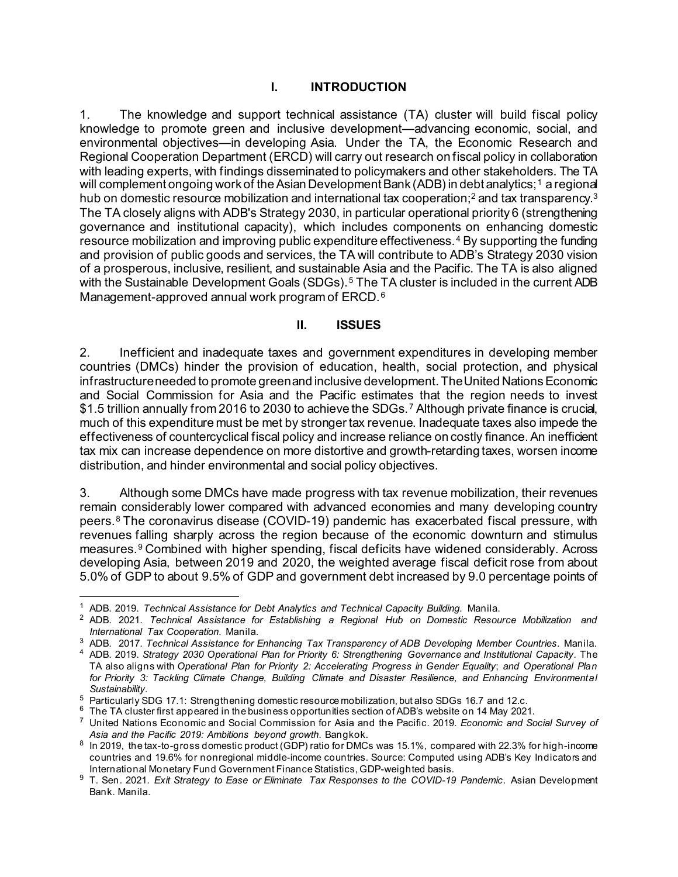## I. INTRODUCTION

1. The knowledge and support technical assistance (TA) cluster will build fiscal policy knowledge to promote green and inclusive development—advancing economic, social, and environmental objectives—in developing Asia. Under the TA, the Economic Research and Regional Cooperation Department (ERCD) will carry out research on fiscal policy in collaboration with leading experts, with findings disseminated to policymakers and other stakeholders. The TA will complement ongoing work of the Asian Development Bank (ADB) in debt analytics;[1] a regional hub on domestic resource mobilization and international tax cooperation;[2] and tax transparency.[3] The TA closely aligns with ADB's Strategy 2030, in particular operational priority 6 (strengthening governance and institutional capacity), which includes components on enhancing domestic resource mobilization and improving public expenditure effectiveness.[4] By supporting the funding and provision of public goods and services, the TA will contribute to ADB's Strategy 2030 vision of a prosperous, inclusive, resilient, and sustainable Asia and the Pacific. The TA is also aligned with the Sustainable Development Goals (SDGs).[5] The TA cluster is included in the current ADB Management-approved annual work program of ERCD.[6]

## II. ISSUES

2. Inefficient and inadequate taxes and government expenditures in developing member countries (DMCs) hinder the provision of education, health, social protection, and physical infrastructure needed to promote green and inclusive development. The United Nations Economic and Social Commission for Asia and the Pacific estimates that the region needs to invest \$1.5 trillion annually from 2016 to 2030 to achieve the SDGs.[7] Although private finance is crucial, much of this expenditure must be met by stronger tax revenue. Inadequate taxes also impede the effectiveness of countercyclical fiscal policy and increase reliance on costly finance. An inefficient tax mix can increase dependence on more distortive and growth-retarding taxes, worsen income distribution, and hinder environmental and social policy objectives.

3. Although some DMCs have made progress with tax revenue mobilization, their revenues remain considerably lower compared with advanced economies and many developing country peers.[8] The coronavirus disease (COVID-19) pandemic has exacerbated fiscal pressure, with revenues falling sharply across the region because of the economic downturn and stimulus measures.[9] Combined with higher spending, fiscal deficits have widened considerably. Across developing Asia, between 2019 and 2020, the weighted average fiscal deficit rose from about 5.0% of GDP to about 9.5% of GDP and government debt increased by 9.0 percentage points of

---

[1] ADB. 2019. *Technical Assistance for Debt Analytics and Technical Capacity Building*. Manila.

[2] ADB. 2021. *Technical Assistance for Establishing a Regional Hub on Domestic Resource Mobilization and International Tax Cooperation*. Manila.

[3] ADB. 2017. *Technical Assistance for Enhancing Tax Transparency of ADB Developing Member Countries*. Manila.

[4] ADB. 2019. *Strategy 2030 Operational Plan for Priority 6: Strengthening Governance and Institutional Capacity*. The TA also aligns with *Operational Plan for Priority 2: Accelerating Progress in Gender Equality*; and *Operational Plan for Priority 3: Tackling Climate Change, Building Climate and Disaster Resilience, and Enhancing Environmental Sustainability*.

[5] Particularly SDG 17.1: Strengthening domestic resource mobilization, but also SDGs 16.7 and 12.c.

[6] The TA cluster first appeared in the business opportunities section of ADB's website on 14 May 2021.

[7] United Nations Economic and Social Commission for Asia and the Pacific. 2019. *Economic and Social Survey of Asia and the Pacific 2019: Ambitions beyond growth*. Bangkok.

[8] In 2019, the tax-to-gross domestic product (GDP) ratio for DMCs was 15.1%, compared with 22.3% for high-income countries and 19.6% for nonregional middle-income countries. Source: Computed using ADB's Key Indicators and International Monetary Fund Government Finance Statistics, GDP-weighted basis.

[9] T. Sen. 2021. *Exit Strategy to Ease or Eliminate Tax Responses to the COVID-19 Pandemic*. Asian Development Bank. Manila.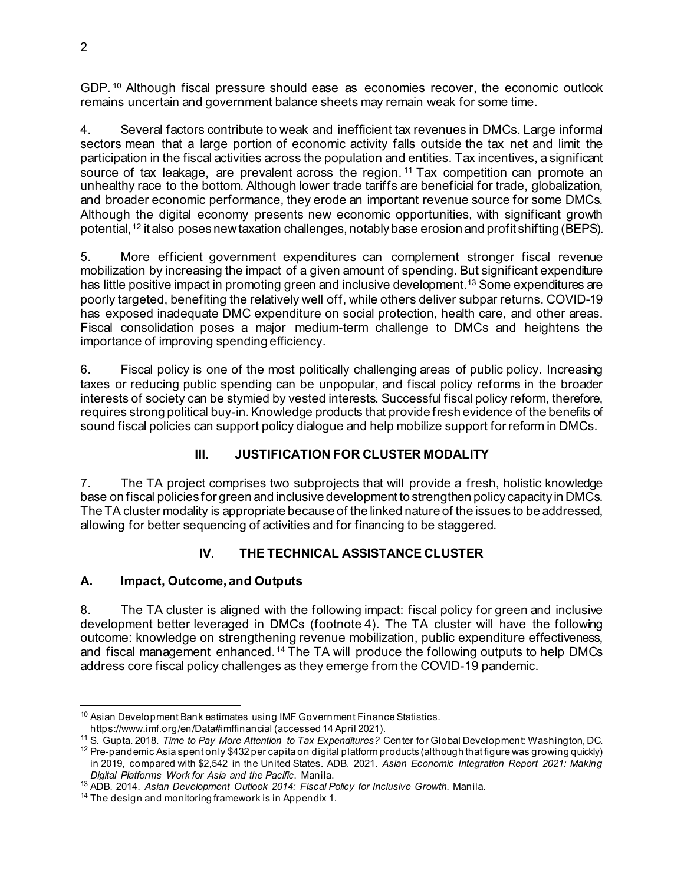GDP.[10] Although fiscal pressure should ease as economies recover, the economic outlook remains uncertain and government balance sheets may remain weak for some time.

4. Several factors contribute to weak and inefficient tax revenues in DMCs. Large informal sectors mean that a large portion of economic activity falls outside the tax net and limit the participation in the fiscal activities across the population and entities. Tax incentives, a significant source of tax leakage, are prevalent across the region.[11] Tax competition can promote an unhealthy race to the bottom. Although lower trade tariffs are beneficial for trade, globalization, and broader economic performance, they erode an important revenue source for some DMCs. Although the digital economy presents new economic opportunities, with significant growth potential,[12] it also poses new taxation challenges, notably base erosion and profit shifting (BEPS).

5. More efficient government expenditures can complement stronger fiscal revenue mobilization by increasing the impact of a given amount of spending. But significant expenditure has little positive impact in promoting green and inclusive development.[13] Some expenditures are poorly targeted, benefiting the relatively well off, while others deliver subpar returns. COVID-19 has exposed inadequate DMC expenditure on social protection, health care, and other areas. Fiscal consolidation poses a major medium-term challenge to DMCs and heightens the importance of improving spending efficiency.

6. Fiscal policy is one of the most politically challenging areas of public policy. Increasing taxes or reducing public spending can be unpopular, and fiscal policy reforms in the broader interests of society can be stymied by vested interests. Successful fiscal policy reform, therefore, requires strong political buy-in. Knowledge products that provide fresh evidence of the benefits of sound fiscal policies can support policy dialogue and help mobilize support for reform in DMCs.

## III. JUSTIFICATION FOR CLUSTER MODALITY

7. The TA project comprises two subprojects that will provide a fresh, holistic knowledge base on fiscal policies for green and inclusive development to strengthen policy capacity in DMCs. The TA cluster modality is appropriate because of the linked nature of the issues to be addressed, allowing for better sequencing of activities and for financing to be staggered.

## IV. THE TECHNICAL ASSISTANCE CLUSTER

### A. Impact, Outcome, and Outputs

8. The TA cluster is aligned with the following impact: fiscal policy for green and inclusive development better leveraged in DMCs (footnote 4). The TA cluster will have the following outcome: knowledge on strengthening revenue mobilization, public expenditure effectiveness, and fiscal management enhanced.[14] The TA will produce the following outputs to help DMCs address core fiscal policy challenges as they emerge from the COVID-19 pandemic.

---

[10] Asian Development Bank estimates using IMF Government Finance Statistics. https://www.imf.org/en/Data#imffinancial (accessed 14 April 2021).

[11] S. Gupta. 2018. *Time to Pay More Attention to Tax Expenditures?* Center for Global Development: Washington, DC.

[12] Pre-pandemic Asia spent only $432 per capita on digital platform products (although that figure was growing quickly) in 2019, compared with $2,542 in the United States. ADB. 2021. *Asian Economic Integration Report 2021: Making Digital Platforms Work for Asia and the Pacific*. Manila.

[13] ADB. 2014. *Asian Development Outlook 2014: Fiscal Policy for Inclusive Growth*. Manila.

[14] The design and monitoring framework is in Appendix 1.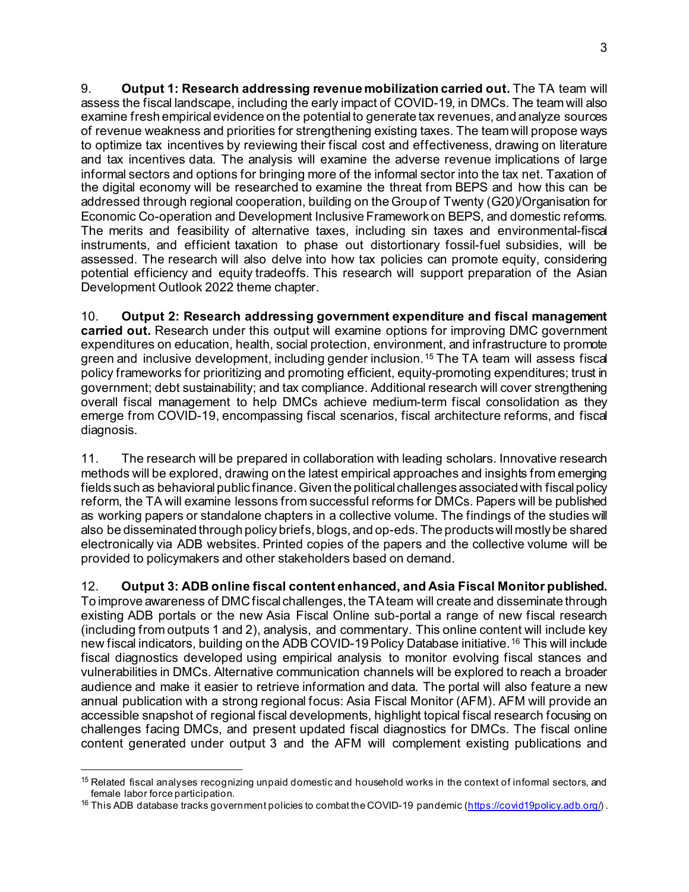9. **Output 1: Research addressing revenue mobilization carried out.** The TA team will assess the fiscal landscape, including the early impact of COVID-19, in DMCs. The team will also examine fresh empirical evidence on the potential to generate tax revenues, and analyze sources of revenue weakness and priorities for strengthening existing taxes. The team will propose ways to optimize tax incentives by reviewing their fiscal cost and effectiveness, drawing on literature and tax incentives data. The analysis will examine the adverse revenue implications of large informal sectors and options for bringing more of the informal sector into the tax net. Taxation of the digital economy will be researched to examine the threat from BEPS and how this can be addressed through regional cooperation, building on the Group of Twenty (G20)/Organisation for Economic Co-operation and Development Inclusive Framework on BEPS, and domestic reforms. The merits and feasibility of alternative taxes, including sin taxes and environmental-fiscal instruments, and efficient taxation to phase out distortionary fossil-fuel subsidies, will be assessed. The research will also delve into how tax policies can promote equity, considering potential efficiency and equity tradeoffs. This research will support preparation of the Asian Development Outlook 2022 theme chapter.

10. **Output 2: Research addressing government expenditure and fiscal management carried out.** Research under this output will examine options for improving DMC government expenditures on education, health, social protection, environment, and infrastructure to promote green and inclusive development, including gender inclusion.[15] The TA team will assess fiscal policy frameworks for prioritizing and promoting efficient, equity-promoting expenditures; trust in government; debt sustainability; and tax compliance. Additional research will cover strengthening overall fiscal management to help DMCs achieve medium-term fiscal consolidation as they emerge from COVID-19, encompassing fiscal scenarios, fiscal architecture reforms, and fiscal diagnosis.

11. The research will be prepared in collaboration with leading scholars. Innovative research methods will be explored, drawing on the latest empirical approaches and insights from emerging fields such as behavioral public finance. Given the political challenges associated with fiscal policy reform, the TA will examine lessons from successful reforms for DMCs. Papers will be published as working papers or standalone chapters in a collective volume. The findings of the studies will also be disseminated through policy briefs, blogs, and op-eds. The products will mostly be shared electronically via ADB websites. Printed copies of the papers and the collective volume will be provided to policymakers and other stakeholders based on demand.

12. **Output 3: ADB online fiscal content enhanced, and Asia Fiscal Monitor published.** To improve awareness of DMC fiscal challenges, the TA team will create and disseminate through existing ADB portals or the new Asia Fiscal Online sub-portal a range of new fiscal research (including from outputs 1 and 2), analysis, and commentary. This online content will include key new fiscal indicators, building on the ADB COVID-19 Policy Database initiative.[16] This will include fiscal diagnostics developed using empirical analysis to monitor evolving fiscal stances and vulnerabilities in DMCs. Alternative communication channels will be explored to reach a broader audience and make it easier to retrieve information and data. The portal will also feature a new annual publication with a strong regional focus: Asia Fiscal Monitor (AFM). AFM will provide an accessible snapshot of regional fiscal developments, highlight topical fiscal research focusing on challenges facing DMCs, and present updated fiscal diagnostics for DMCs. The fiscal online content generated under output 3 and the AFM will complement existing publications and

---

[15] Related fiscal analyses recognizing unpaid domestic and household works in the context of informal sectors, and female labor force participation.

[16] This ADB database tracks government policies to combat the COVID-19 pandemic (https://covid19policy.adb.org/).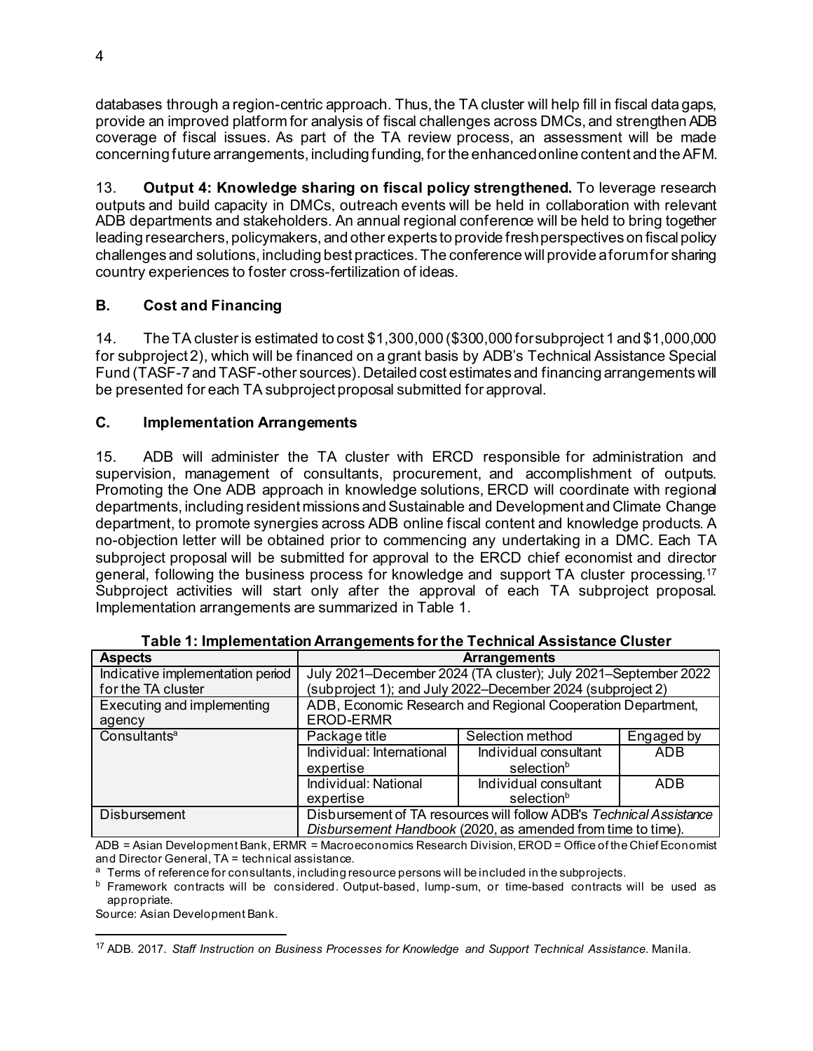databases through a region-centric approach. Thus, the TA cluster will help fill in fiscal data gaps, provide an improved platform for analysis of fiscal challenges across DMCs, and strengthen ADB coverage of fiscal issues. As part of the TA review process, an assessment will be made concerning future arrangements, including funding, for the enhanced online content and the AFM.

13. **Output 4: Knowledge sharing on fiscal policy strengthened.** To leverage research outputs and build capacity in DMCs, outreach events will be held in collaboration with relevant ADB departments and stakeholders. An annual regional conference will be held to bring together leading researchers, policymakers, and other experts to provide fresh perspectives on fiscal policy challenges and solutions, including best practices. The conference will provide a forum for sharing country experiences to foster cross-fertilization of ideas.

### B. Cost and Financing

14. The TA cluster is estimated to cost $1,300,000 ($300,000 for subproject 1 and $1,000,000 for subproject 2), which will be financed on a grant basis by ADB's Technical Assistance Special Fund (TASF-7 and TASF-other sources). Detailed cost estimates and financing arrangements will be presented for each TA subproject proposal submitted for approval.

### C. Implementation Arrangements

15. ADB will administer the TA cluster with ERCD responsible for administration and supervision, management of consultants, procurement, and accomplishment of outputs. Promoting the One ADB approach in knowledge solutions, ERCD will coordinate with regional departments, including resident missions and Sustainable and Development and Climate Change department, to promote synergies across ADB online fiscal content and knowledge products. A no-objection letter will be obtained prior to commencing any undertaking in a DMC. Each TA subproject proposal will be submitted for approval to the ERCD chief economist and director general, following the business process for knowledge and support TA cluster processing.[17] Subproject activities will start only after the approval of each TA subproject proposal. Implementation arrangements are summarized in Table 1.

**Table 1: Implementation Arrangements for the Technical Assistance Cluster**

| Aspects | Arrangements | | |
|---|---|---|---|
| Indicative implementation period for the TA cluster | July 2021–December 2024 (TA cluster); July 2021–September 2022 (subproject 1); and July 2022–December 2024 (subproject 2) | | |
| Executing and implementing agency | ADB, Economic Research and Regional Cooperation Department, EROD-ERMR | | |
| Consultants[a] | Package title | Selection method | Engaged by |
| | Individual: International expertise | Individual consultant selection[b] | ADB |
| | Individual: National expertise | Individual consultant selection[b] | ADB |
| Disbursement | Disbursement of TA resources will follow ADB's *Technical Assistance Disbursement Handbook* (2020, as amended from time to time). | | |

ADB = Asian Development Bank, ERMR = Macroeconomics Research Division, EROD = Office of the Chief Economist and Director General, TA = technical assistance.

[a] Terms of reference for consultants, including resource persons will be included in the subprojects.

[b] Framework contracts will be considered. Output-based, lump-sum, or time-based contracts will be used as appropriate.

Source: Asian Development Bank.

[17] ADB. 2017. *Staff Instruction on Business Processes for Knowledge and Support Technical Assistance*. Manila.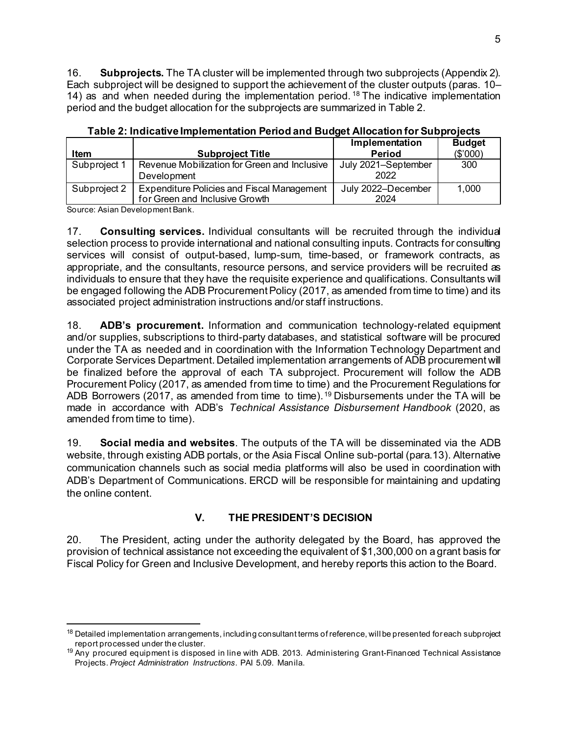16. **Subprojects.** The TA cluster will be implemented through two subprojects (Appendix 2). Each subproject will be designed to support the achievement of the cluster outputs (paras. 10–14) as and when needed during the implementation period.[18] The indicative implementation period and the budget allocation for the subprojects are summarized in Table 2.

**Table 2: Indicative Implementation Period and Budget Allocation for Subprojects**

| Item | Subproject Title | Implementation Period | Budget ($'000) |
|---|---|---|---|
| Subproject 1 | Revenue Mobilization for Green and Inclusive Development | July 2021–September 2022 | 300 |
| Subproject 2 | Expenditure Policies and Fiscal Management for Green and Inclusive Growth | July 2022–December 2024 | 1,000 |

Source: Asian Development Bank.

17. **Consulting services.** Individual consultants will be recruited through the individual selection process to provide international and national consulting inputs. Contracts for consulting services will consist of output-based, lump-sum, time-based, or framework contracts, as appropriate, and the consultants, resource persons, and service providers will be recruited as individuals to ensure that they have the requisite experience and qualifications. Consultants will be engaged following the ADB Procurement Policy (2017, as amended from time to time) and its associated project administration instructions and/or staff instructions.

18. **ADB's procurement.** Information and communication technology-related equipment and/or supplies, subscriptions to third-party databases, and statistical software will be procured under the TA as needed and in coordination with the Information Technology Department and Corporate Services Department. Detailed implementation arrangements of ADB procurement will be finalized before the approval of each TA subproject. Procurement will follow the ADB Procurement Policy (2017, as amended from time to time) and the Procurement Regulations for ADB Borrowers (2017, as amended from time to time).[19] Disbursements under the TA will be made in accordance with ADB's *Technical Assistance Disbursement Handbook* (2020, as amended from time to time).

19. **Social media and websites**. The outputs of the TA will be disseminated via the ADB website, through existing ADB portals, or the Asia Fiscal Online sub-portal (para.13). Alternative communication channels such as social media platforms will also be used in coordination with ADB's Department of Communications. ERCD will be responsible for maintaining and updating the online content.

## V. THE PRESIDENT'S DECISION

20. The President, acting under the authority delegated by the Board, has approved the provision of technical assistance not exceeding the equivalent of $1,300,000 on a grant basis for Fiscal Policy for Green and Inclusive Development, and hereby reports this action to the Board.

---

[18] Detailed implementation arrangements, including consultant terms of reference, will be presented for each subproject report processed under the cluster.

[19] Any procured equipment is disposed in line with ADB. 2013. Administering Grant-Financed Technical Assistance Projects. *Project Administration Instructions*. PAI 5.09. Manila.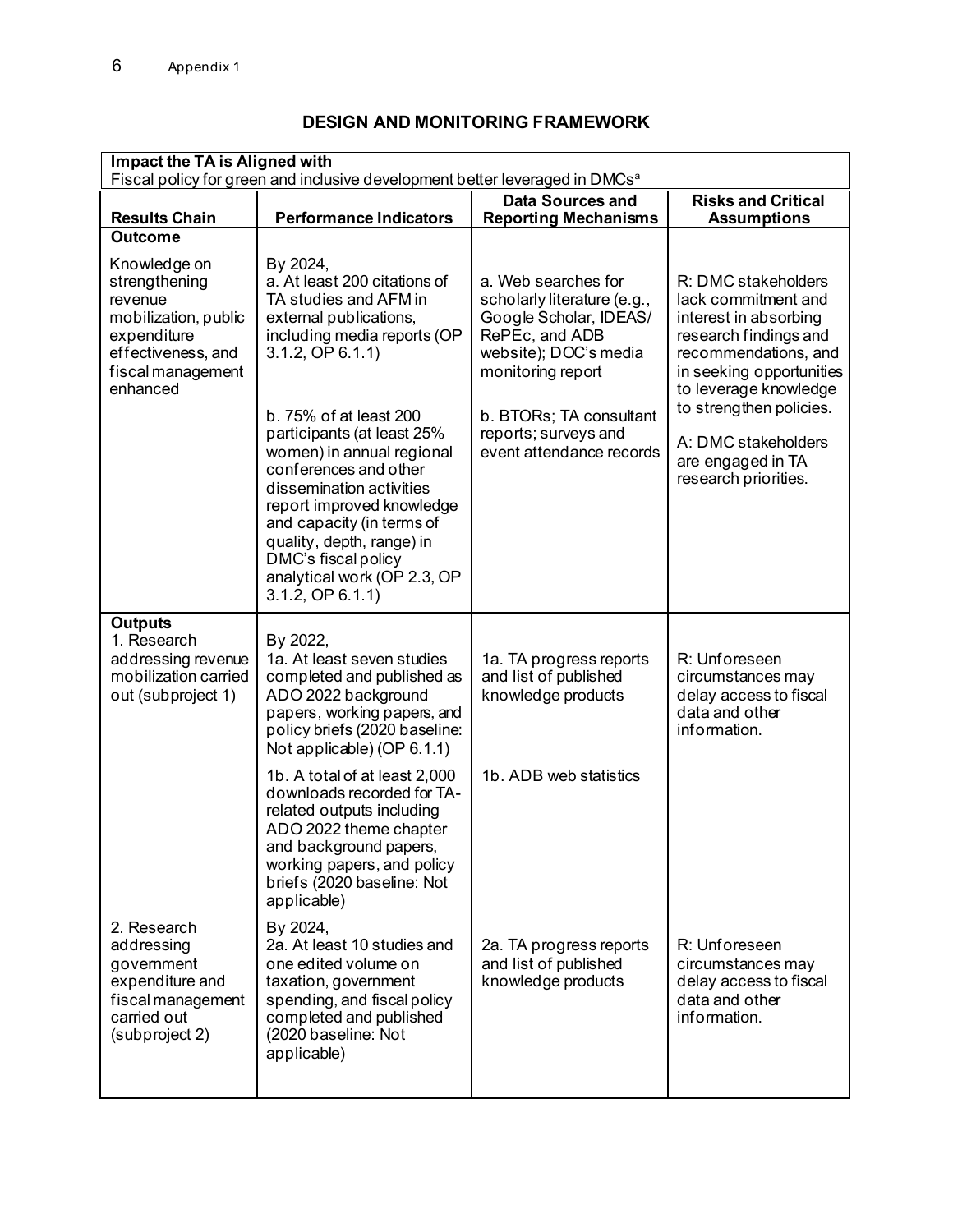## DESIGN AND MONITORING FRAMEWORK

| **Impact the TA is Aligned with** | | | |
|---|---|---|---|
| Fiscal policy for green and inclusive development better leveraged in DMCs[a] | | | |
| **Results Chain** | **Performance Indicators** | **Data Sources and Reporting Mechanisms** | **Risks and Critical Assumptions** |
| **Outcome** Knowledge on strengthening revenue mobilization, public expenditure effectiveness, and fiscal management enhanced | By 2024, a. At least 200 citations of TA studies and AFM in external publications, including media reports (OP 3.1.2, OP 6.1.1) | a. Web searches for scholarly literature (e.g., Google Scholar, IDEAS/ RePEc, and ADB website); DOC's media monitoring report | R: DMC stakeholders lack commitment and interest in absorbing research findings and recommendations, and in seeking opportunities to leverage knowledge to strengthen policies. |
| | b. 75% of at least 200 participants (at least 25% women) in annual regional conferences and other dissemination activities report improved knowledge and capacity (in terms of quality, depth, range) in DMC's fiscal policy analytical work (OP 2.3, OP 3.1.2, OP 6.1.1) | b. BTORs; TA consultant reports; surveys and event attendance records | A: DMC stakeholders are engaged in TA research priorities. |
| **Outputs** 1. Research addressing revenue mobilization carried out (subproject 1) | By 2022, 1a. At least seven studies completed and published as ADO 2022 background papers, working papers, and policy briefs (2020 baseline: Not applicable) (OP 6.1.1) | 1a. TA progress reports and list of published knowledge products | R: Unforeseen circumstances may delay access to fiscal data and other information. |
| | 1b. A total of at least 2,000 downloads recorded for TA-related outputs including ADO 2022 theme chapter and background papers, working papers, and policy briefs (2020 baseline: Not applicable) | 1b. ADB web statistics | |
| 2. Research addressing government expenditure and fiscal management carried out (subproject 2) | By 2024, 2a. At least 10 studies and one edited volume on taxation, government spending, and fiscal policy completed and published (2020 baseline: Not applicable) | 2a. TA progress reports and list of published knowledge products | R: Unforeseen circumstances may delay access to fiscal data and other information. |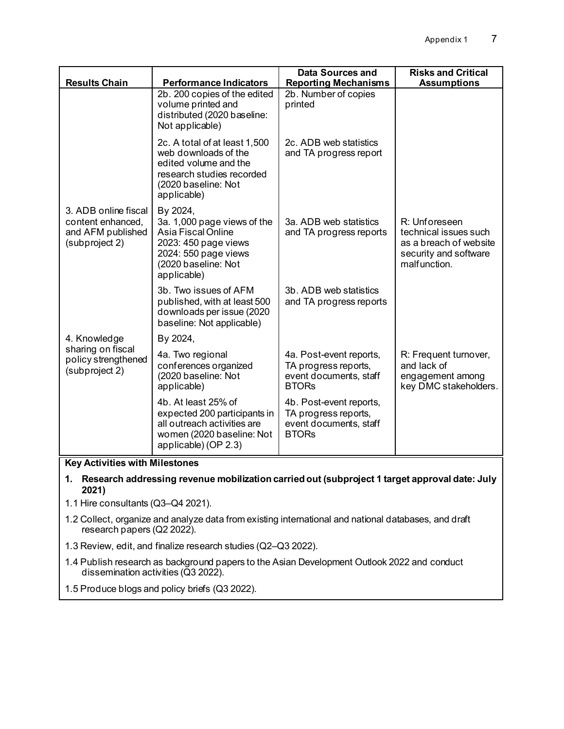| Results Chain | Performance Indicators | Data Sources and Reporting Mechanisms | Risks and Critical Assumptions |
|---|---|---|---|
| | 2b. 200 copies of the edited volume printed and distributed (2020 baseline: Not applicable) | 2b. Number of copies printed | |
| | 2c. A total of at least 1,500 web downloads of the edited volume and the research studies recorded (2020 baseline: Not applicable) | 2c. ADB web statistics and TA progress report | |
| 3. ADB online fiscal content enhanced, and AFM published (subproject 2) | By 2024,<br>3a. 1,000 page views of the Asia Fiscal Online<br>2023: 450 page views<br>2024: 550 page views<br>(2020 baseline: Not applicable) | 3a. ADB web statistics and TA progress reports | R: Unforeseen technical issues such as a breach of website security and software malfunction. |
| | 3b. Two issues of AFM published, with at least 500 downloads per issue (2020 baseline: Not applicable) | 3b. ADB web statistics and TA progress reports | |
| 4. Knowledge sharing on fiscal policy strengthened (subproject 2) | By 2024,<br>4a. Two regional conferences organized (2020 baseline: Not applicable) | 4a. Post-event reports, TA progress reports, event documents, staff BTORs | R: Frequent turnover, and lack of engagement among key DMC stakeholders. |
| | 4b. At least 25% of expected 200 participants in all outreach activities are women (2020 baseline: Not applicable) (OP 2.3) | 4b. Post-event reports, TA progress reports, event documents, staff BTORs | |

**Key Activities with Milestones**

1. **Research addressing revenue mobilization carried out (subproject 1 target approval date: July 2021)**

1.1 Hire consultants (Q3–Q4 2021).

1.2 Collect, organize and analyze data from existing international and national databases, and draft research papers (Q2 2022).

1.3 Review, edit, and finalize research studies (Q2–Q3 2022).

1.4 Publish research as background papers to the Asian Development Outlook 2022 and conduct dissemination activities (Q3 2022).

1.5 Produce blogs and policy briefs (Q3 2022).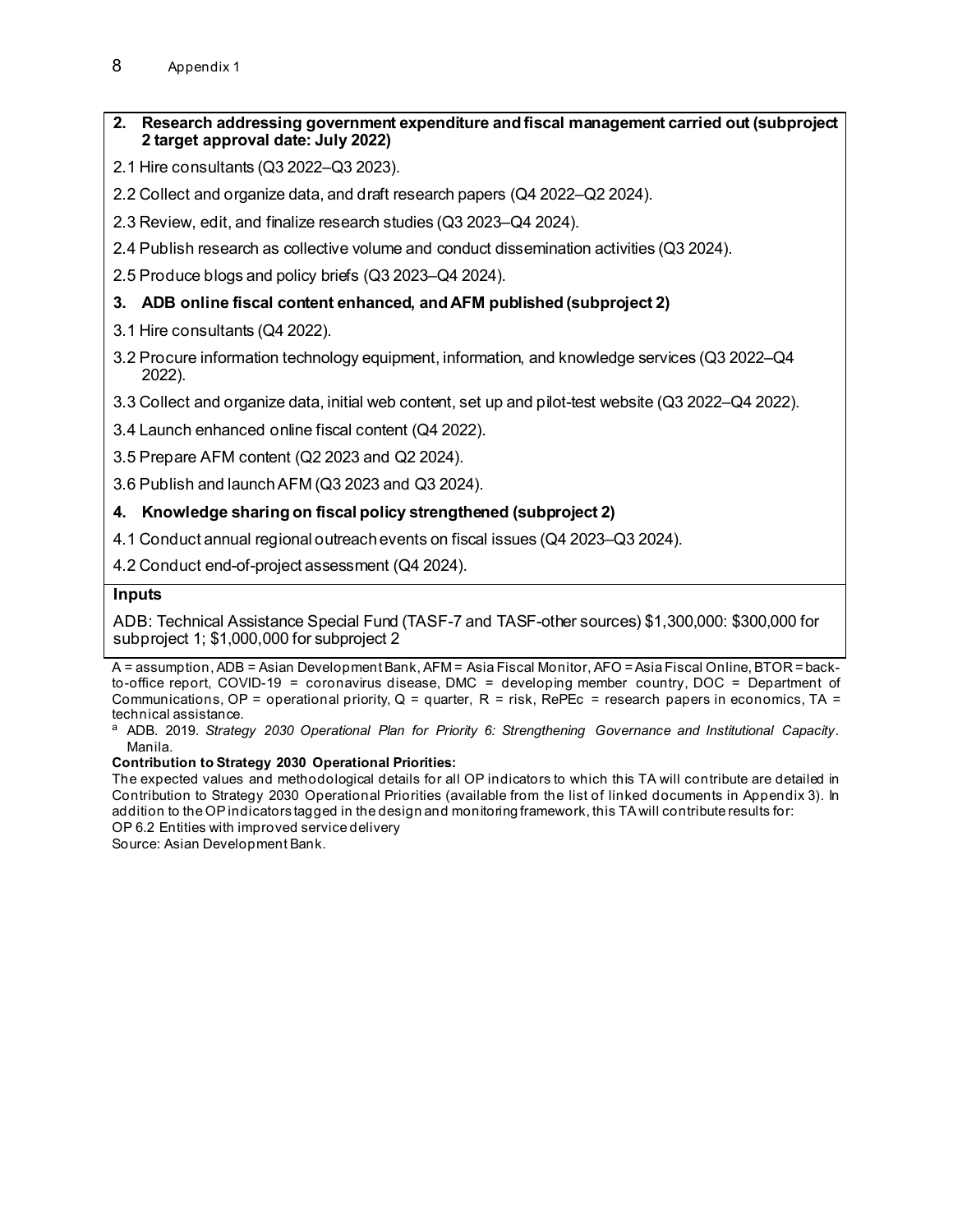**2. Research addressing government expenditure and fiscal management carried out (subproject 2 target approval date: July 2022)**

2.1 Hire consultants (Q3 2022–Q3 2023).

2.2 Collect and organize data, and draft research papers (Q4 2022–Q2 2024).

2.3 Review, edit, and finalize research studies (Q3 2023–Q4 2024).

2.4 Publish research as collective volume and conduct dissemination activities (Q3 2024).

2.5 Produce blogs and policy briefs (Q3 2023–Q4 2024).

**3. ADB online fiscal content enhanced, and AFM published (subproject 2)**

3.1 Hire consultants (Q4 2022).

3.2 Procure information technology equipment, information, and knowledge services (Q3 2022–Q4 2022).

3.3 Collect and organize data, initial web content, set up and pilot-test website (Q3 2022–Q4 2022).

3.4 Launch enhanced online fiscal content (Q4 2022).

3.5 Prepare AFM content (Q2 2023 and Q2 2024).

3.6 Publish and launch AFM (Q3 2023 and Q3 2024).

**4. Knowledge sharing on fiscal policy strengthened (subproject 2)**

4.1 Conduct annual regional outreach events on fiscal issues (Q4 2023–Q3 2024).

4.2 Conduct end-of-project assessment (Q4 2024).

**Inputs**

ADB: Technical Assistance Special Fund (TASF-7 and TASF-other sources) $1,300,000: $300,000 for subproject 1; $1,000,000 for subproject 2

A = assumption, ADB = Asian Development Bank, AFM = Asia Fiscal Monitor, AFO = Asia Fiscal Online, BTOR = back-to-office report, COVID-19 = coronavirus disease, DMC = developing member country, DOC = Department of Communications, OP = operational priority, Q = quarter, R = risk, RePEc = research papers in economics, TA = technical assistance.

[a] ADB. 2019. *Strategy 2030 Operational Plan for Priority 6: Strengthening Governance and Institutional Capacity*. Manila.

**Contribution to Strategy 2030 Operational Priorities:**

The expected values and methodological details for all OP indicators to which this TA will contribute are detailed in Contribution to Strategy 2030 Operational Priorities (available from the list of linked documents in Appendix 3). In addition to the OP indicators tagged in the design and monitoring framework, this TA will contribute results for:

OP 6.2 Entities with improved service delivery

Source: Asian Development Bank.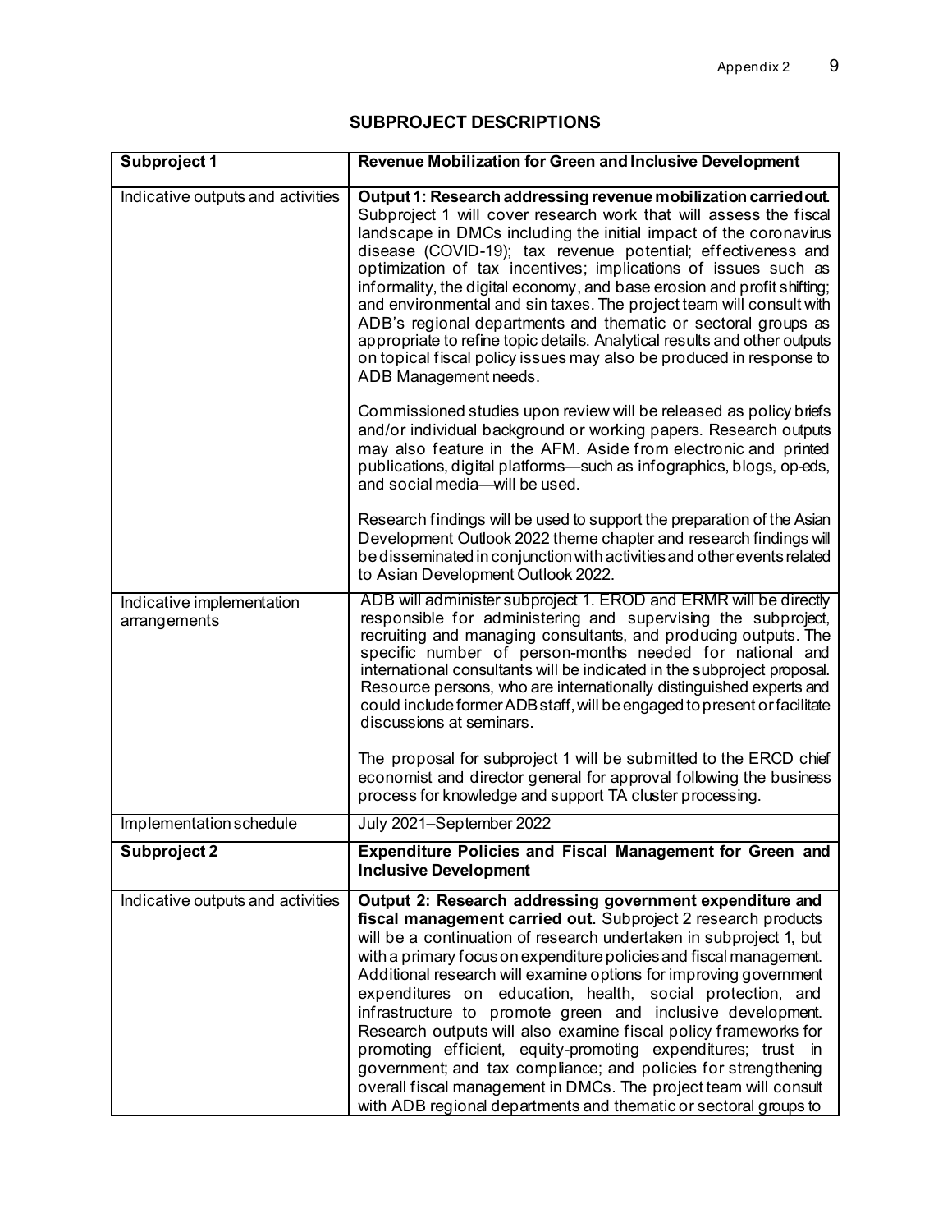## SUBPROJECT DESCRIPTIONS

| **Subproject 1** | **Revenue Mobilization for Green and Inclusive Development** |
|---|---|
| Indicative outputs and activities | **Output 1: Research addressing revenue mobilization carried out.** Subproject 1 will cover research work that will assess the fiscal landscape in DMCs including the initial impact of the coronavirus disease (COVID-19); tax revenue potential; effectiveness and optimization of tax incentives; implications of issues such as informality, the digital economy, and base erosion and profit shifting; and environmental and sin taxes. The project team will consult with ADB's regional departments and thematic or sectoral groups as appropriate to refine topic details. Analytical results and other outputs on topical fiscal policy issues may also be produced in response to ADB Management needs.<br><br>Commissioned studies upon review will be released as policy briefs and/or individual background or working papers. Research outputs may also feature in the AFM. Aside from electronic and printed publications, digital platforms—such as infographics, blogs, op-eds, and social media—will be used.<br><br>Research findings will be used to support the preparation of the Asian Development Outlook 2022 theme chapter and research findings will be disseminated in conjunction with activities and other events related to Asian Development Outlook 2022. |
| Indicative implementation arrangements | ADB will administer subproject 1. EROD and ERMR will be directly responsible for administering and supervising the subproject, recruiting and managing consultants, and producing outputs. The specific number of person-months needed for national and international consultants will be indicated in the subproject proposal. Resource persons, who are internationally distinguished experts and could include former ADB staff, will be engaged to present or facilitate discussions at seminars.<br><br>The proposal for subproject 1 will be submitted to the ERCD chief economist and director general for approval following the business process for knowledge and support TA cluster processing. |
| Implementation schedule | July 2021–September 2022 |
| **Subproject 2** | **Expenditure Policies and Fiscal Management for Green and Inclusive Development** |
| Indicative outputs and activities | **Output 2: Research addressing government expenditure and fiscal management carried out.** Subproject 2 research products will be a continuation of research undertaken in subproject 1, but with a primary focus on expenditure policies and fiscal management. Additional research will examine options for improving government expenditures on education, health, social protection, and infrastructure to promote green and inclusive development. Research outputs will also examine fiscal policy frameworks for promoting efficient, equity-promoting expenditures; trust in government; and tax compliance; and policies for strengthening overall fiscal management in DMCs. The project team will consult with ADB regional departments and thematic or sectoral groups to |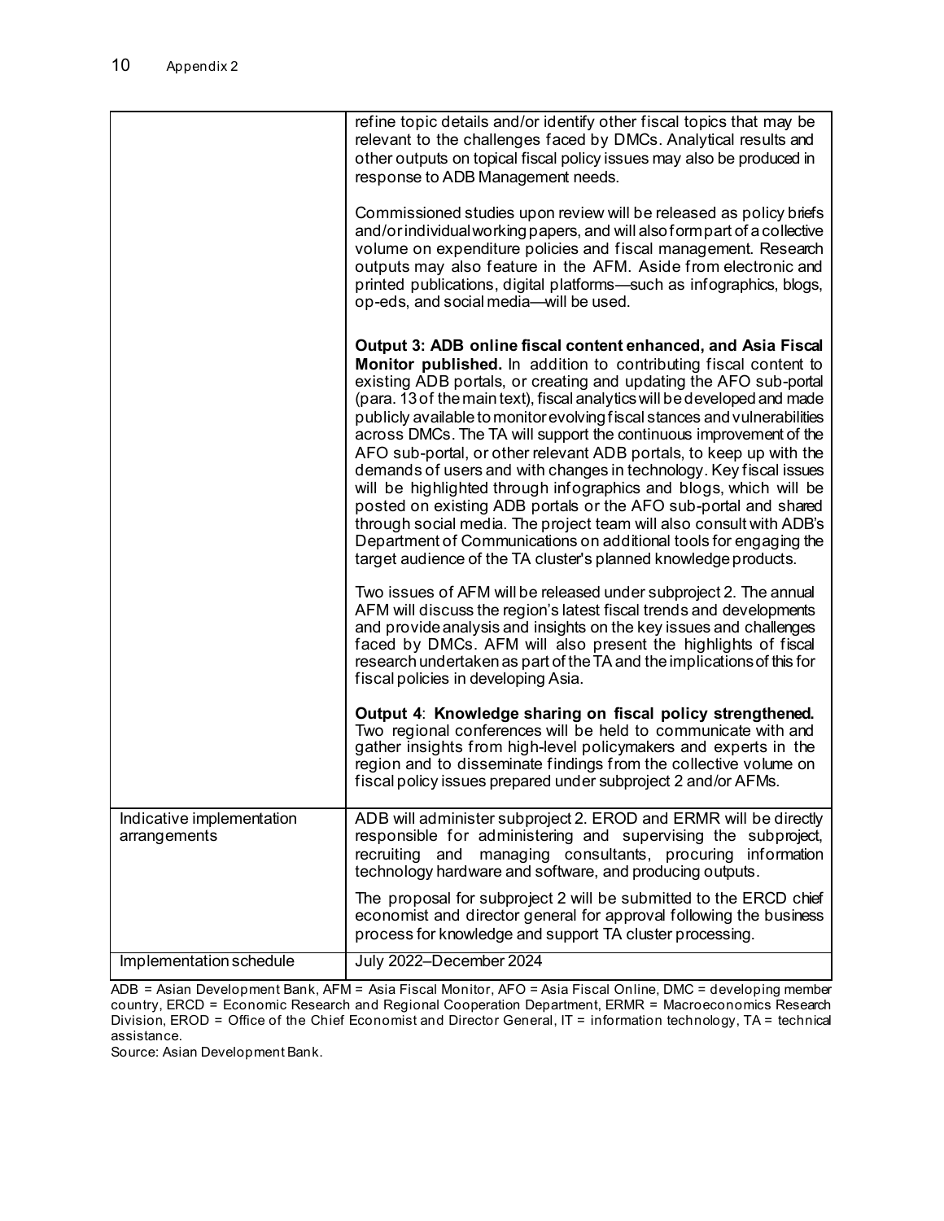| | |
|---|---|
| | refine topic details and/or identify other fiscal topics that may be relevant to the challenges faced by DMCs. Analytical results and other outputs on topical fiscal policy issues may also be produced in response to ADB Management needs.<br><br>Commissioned studies upon review will be released as policy briefs and/or individual working papers, and will also form part of a collective volume on expenditure policies and fiscal management. Research outputs may also feature in the AFM. Aside from electronic and printed publications, digital platforms—such as infographics, blogs, op-eds, and social media—will be used.<br><br>**Output 3: ADB online fiscal content enhanced, and Asia Fiscal Monitor published.** In addition to contributing fiscal content to existing ADB portals, or creating and updating the AFO sub-portal (para. 13 of the main text), fiscal analytics will be developed and made publicly available to monitor evolving fiscal stances and vulnerabilities across DMCs. The TA will support the continuous improvement of the AFO sub-portal, or other relevant ADB portals, to keep up with the demands of users and with changes in technology. Key fiscal issues will be highlighted through infographics and blogs, which will be posted on existing ADB portals or the AFO sub-portal and shared through social media. The project team will also consult with ADB's Department of Communications on additional tools for engaging the target audience of the TA cluster's planned knowledge products.<br><br>Two issues of AFM will be released under subproject 2. The annual AFM will discuss the region's latest fiscal trends and developments and provide analysis and insights on the key issues and challenges faced by DMCs. AFM will also present the highlights of fiscal research undertaken as part of the TA and the implications of this for fiscal policies in developing Asia.<br><br>**Output 4**: **Knowledge sharing on fiscal policy strengthened.** Two regional conferences will be held to communicate with and gather insights from high-level policymakers and experts in the region and to disseminate findings from the collective volume on fiscal policy issues prepared under subproject 2 and/or AFMs. |
| Indicative implementation arrangements | ADB will administer subproject 2. EROD and ERMR will be directly responsible for administering and supervising the subproject, recruiting and managing consultants, procuring information technology hardware and software, and producing outputs.<br><br>The proposal for subproject 2 will be submitted to the ERCD chief economist and director general for approval following the business process for knowledge and support TA cluster processing. |
| Implementation schedule | July 2022–December 2024 |

ADB = Asian Development Bank, AFM = Asia Fiscal Monitor, AFO = Asia Fiscal Online, DMC = developing member country, ERCD = Economic Research and Regional Cooperation Department, ERMR = Macroeconomics Research Division, EROD = Office of the Chief Economist and Director General, IT = information technology, TA = technical assistance.

Source: Asian Development Bank.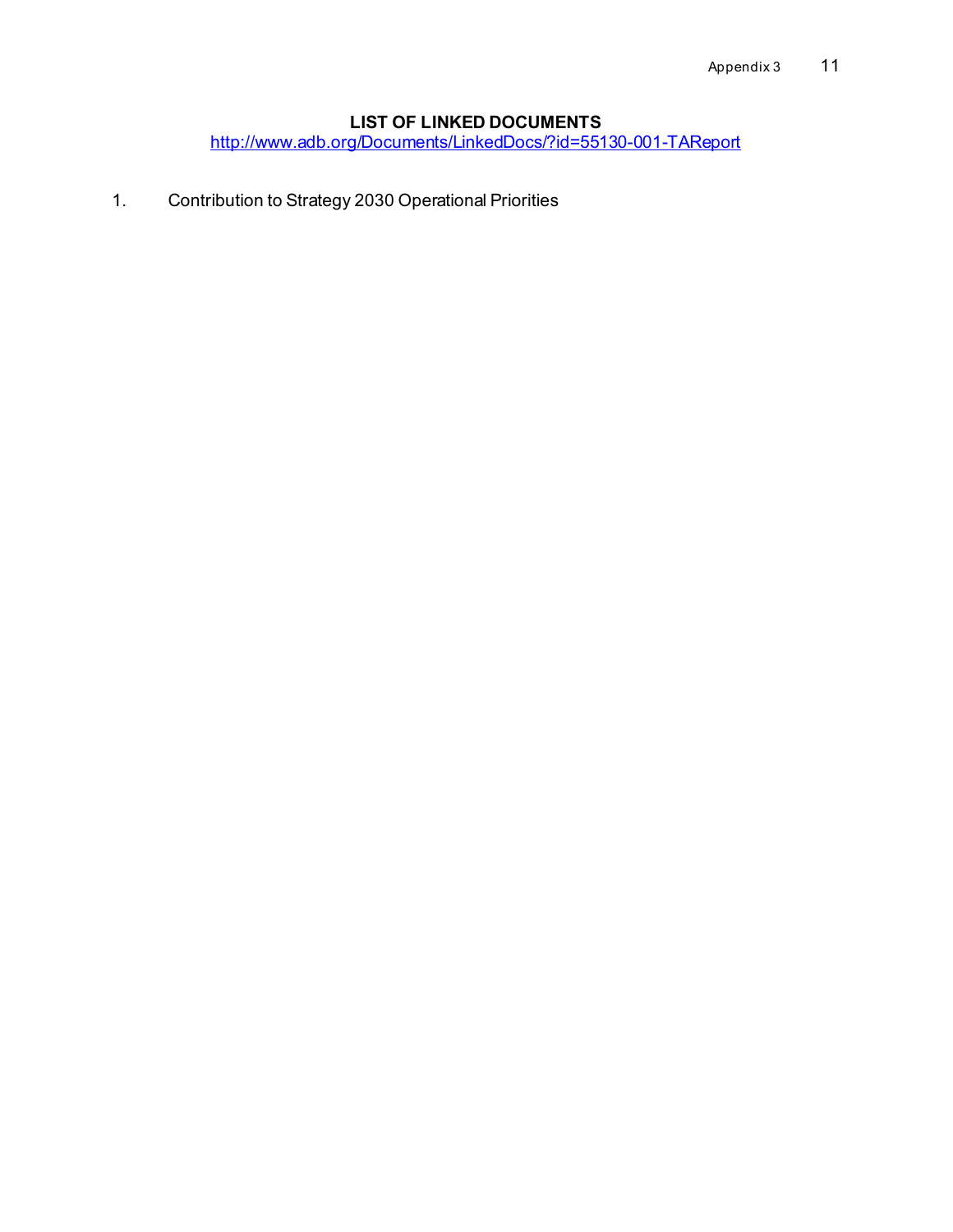## LIST OF LINKED DOCUMENTS

http://www.adb.org/Documents/LinkedDocs/?id=55130-001-TAReport

1. Contribution to Strategy 2030 Operational Priorities